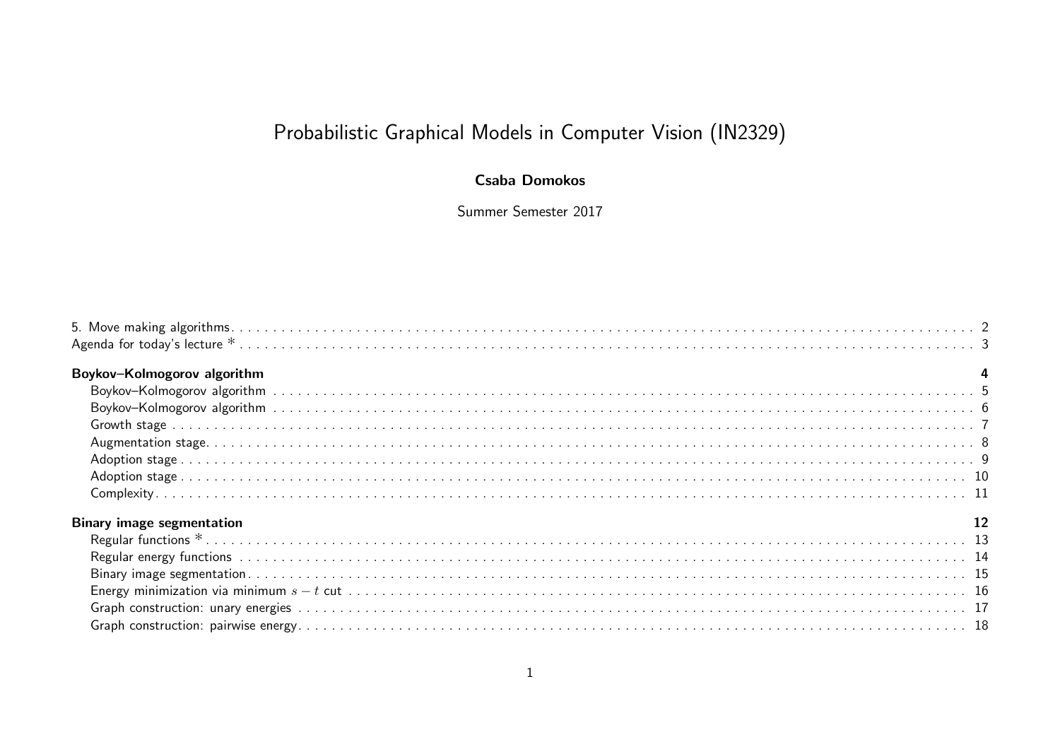# Probabilistic Graphical Models in Computer Vision (IN2329)

**Csaba Domokos**

Summer Semester 2017

5. Move making algorithms . . . . . . . . . . . . . . . . . . . . . . . . . . . . . . . . . . . . . . . . . . . . . . . . . . . . . . . . . . . . . . . 2

Agenda for today's lecture * . . . . . . . . . . . . . . . . . . . . . . . . . . . . . . . . . . . . . . . . . . . . . . . . . . . . . . . . . . . . . . 3

**Boykov–Kolmogorov algorithm** **4**

- Boykov–Kolmogorov algorithm . . . . . . . . . . . . . . . . . . . . . . . . . . . . . . . . . . . . . . . . . . . . . . . . . . . . . . . . . . 5
- Boykov–Kolmogorov algorithm . . . . . . . . . . . . . . . . . . . . . . . . . . . . . . . . . . . . . . . . . . . . . . . . . . . . . . . . . . 6
- Growth stage . . . . . . . . . . . . . . . . . . . . . . . . . . . . . . . . . . . . . . . . . . . . . . . . . . . . . . . . . . . . . . . . . . . . . . 7
- Augmentation stage . . . . . . . . . . . . . . . . . . . . . . . . . . . . . . . . . . . . . . . . . . . . . . . . . . . . . . . . . . . . . . . . . 8
- Adoption stage . . . . . . . . . . . . . . . . . . . . . . . . . . . . . . . . . . . . . . . . . . . . . . . . . . . . . . . . . . . . . . . . . . . . . 9
- Adoption stage . . . . . . . . . . . . . . . . . . . . . . . . . . . . . . . . . . . . . . . . . . . . . . . . . . . . . . . . . . . . . . . . . . . . . 10
- Complexity . . . . . . . . . . . . . . . . . . . . . . . . . . . . . . . . . . . . . . . . . . . . . . . . . . . . . . . . . . . . . . . . . . . . . . . 11

**Binary image segmentation** **12**

- Regular functions * . . . . . . . . . . . . . . . . . . . . . . . . . . . . . . . . . . . . . . . . . . . . . . . . . . . . . . . . . . . . . . . . . 13
- Regular energy functions . . . . . . . . . . . . . . . . . . . . . . . . . . . . . . . . . . . . . . . . . . . . . . . . . . . . . . . . . . . . . 14
- Binary image segmentation . . . . . . . . . . . . . . . . . . . . . . . . . . . . . . . . . . . . . . . . . . . . . . . . . . . . . . . . . . . 15
- Energy minimization via minimum $s-t$ cut . . . . . . . . . . . . . . . . . . . . . . . . . . . . . . . . . . . . . . . . . . . . . . . 16
- Graph construction: unary energies . . . . . . . . . . . . . . . . . . . . . . . . . . . . . . . . . . . . . . . . . . . . . . . . . . . . . 17
- Graph construction: pairwise energy . . . . . . . . . . . . . . . . . . . . . . . . . . . . . . . . . . . . . . . . . . . . . . . . . . . . 18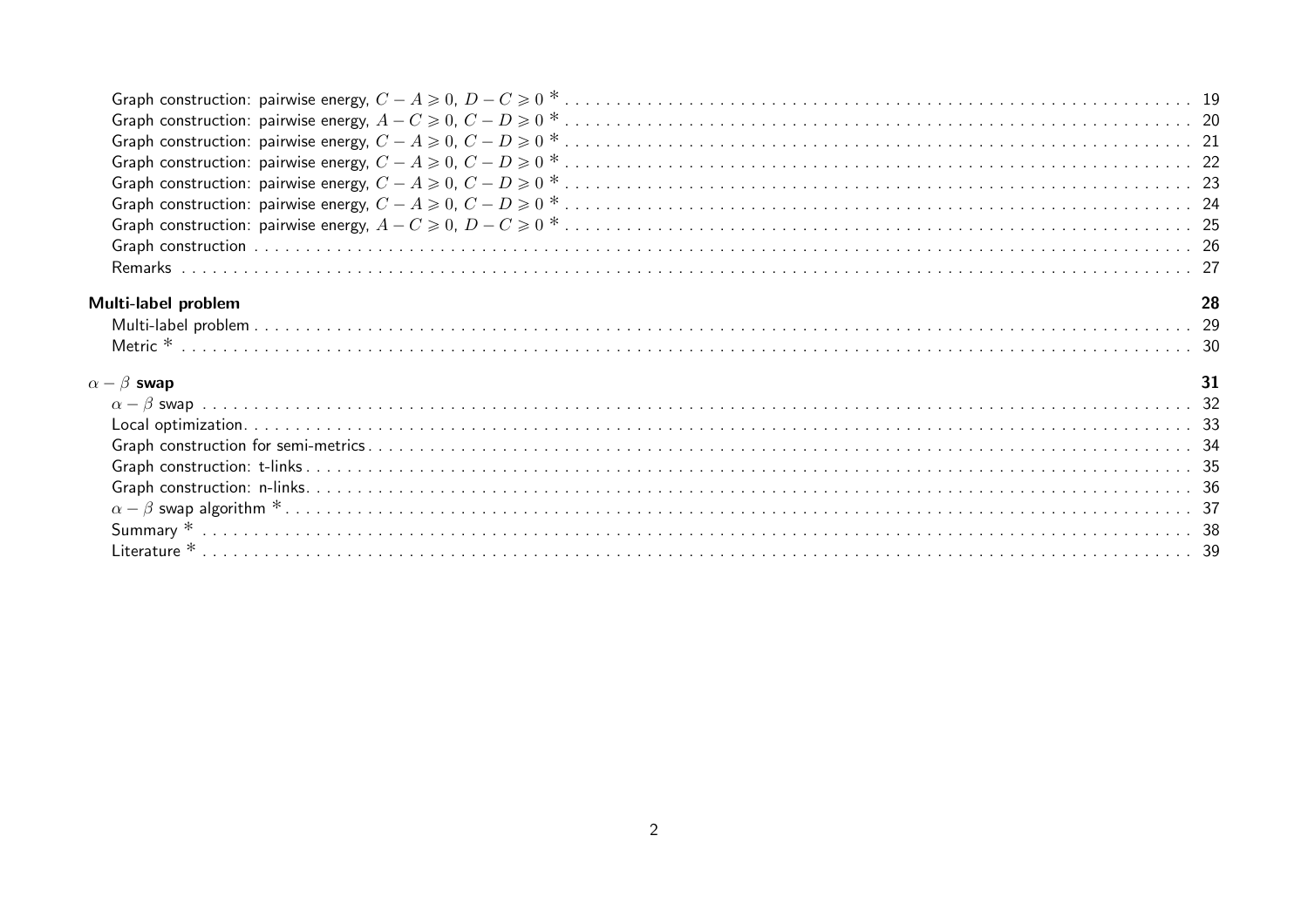Graph construction: pairwise energy, $C - A \geqslant 0$, $D - C \geqslant 0$ * . . . . . . . . . . . . . . . . . . . . . . . . . . . . . . . . . . . . . . . . . . . . 19
Graph construction: pairwise energy, $A - C \geqslant 0$, $C - D \geqslant 0$ * . . . . . . . . . . . . . . . . . . . . . . . . . . . . . . . . . . . . . . . . . . . . 20
Graph construction: pairwise energy, $C - A \geqslant 0$, $C - D \geqslant 0$ * . . . . . . . . . . . . . . . . . . . . . . . . . . . . . . . . . . . . . . . . . . . . 21
Graph construction: pairwise energy, $C - A \geqslant 0$, $C - D \geqslant 0$ * . . . . . . . . . . . . . . . . . . . . . . . . . . . . . . . . . . . . . . . . . . . . 22
Graph construction: pairwise energy, $C - A \geqslant 0$, $C - D \geqslant 0$ * . . . . . . . . . . . . . . . . . . . . . . . . . . . . . . . . . . . . . . . . . . . . 23
Graph construction: pairwise energy, $C - A \geqslant 0$, $C - D \geqslant 0$ * . . . . . . . . . . . . . . . . . . . . . . . . . . . . . . . . . . . . . . . . . . . . 24
Graph construction: pairwise energy, $A - C \geqslant 0$, $D - C \geqslant 0$ * . . . . . . . . . . . . . . . . . . . . . . . . . . . . . . . . . . . . . . . . . . . . 25
Graph construction . . . . . . . . . . . . . . . . . . . . . . . . . . . . . . . . . . . . . . . . . . . . . . . . . . . . . . . . . . . . . . . . . . . . . 26
Remarks . . . . . . . . . . . . . . . . . . . . . . . . . . . . . . . . . . . . . . . . . . . . . . . . . . . . . . . . . . . . . . . . . . . . . . . . . . . 27

**Multi-label problem** **28**

Multi-label problem . . . . . . . . . . . . . . . . . . . . . . . . . . . . . . . . . . . . . . . . . . . . . . . . . . . . . . . . . . . . . . . . . . . . 29
Metric * . . . . . . . . . . . . . . . . . . . . . . . . . . . . . . . . . . . . . . . . . . . . . . . . . . . . . . . . . . . . . . . . . . . . . . . . . . . . 30

**$\alpha - \beta$ swap** **31**

$\alpha - \beta$ swap . . . . . . . . . . . . . . . . . . . . . . . . . . . . . . . . . . . . . . . . . . . . . . . . . . . . . . . . . . . . . . . . . . . . . . 32
Local optimization. . . . . . . . . . . . . . . . . . . . . . . . . . . . . . . . . . . . . . . . . . . . . . . . . . . . . . . . . . . . . . . . . . . . . 33
Graph construction for semi-metrics . . . . . . . . . . . . . . . . . . . . . . . . . . . . . . . . . . . . . . . . . . . . . . . . . . . . . . . . 34
Graph construction: t-links . . . . . . . . . . . . . . . . . . . . . . . . . . . . . . . . . . . . . . . . . . . . . . . . . . . . . . . . . . . . . . 35
Graph construction: n-links. . . . . . . . . . . . . . . . . . . . . . . . . . . . . . . . . . . . . . . . . . . . . . . . . . . . . . . . . . . . . . 36
$\alpha - \beta$ swap algorithm * . . . . . . . . . . . . . . . . . . . . . . . . . . . . . . . . . . . . . . . . . . . . . . . . . . . . . . . . . . . . . . 37
Summary * . . . . . . . . . . . . . . . . . . . . . . . . . . . . . . . . . . . . . . . . . . . . . . . . . . . . . . . . . . . . . . . . . . . . . . . . . . 38
Literature * . . . . . . . . . . . . . . . . . . . . . . . . . . . . . . . . . . . . . . . . . . . . . . . . . . . . . . . . . . . . . . . . . . . . . . . . . 39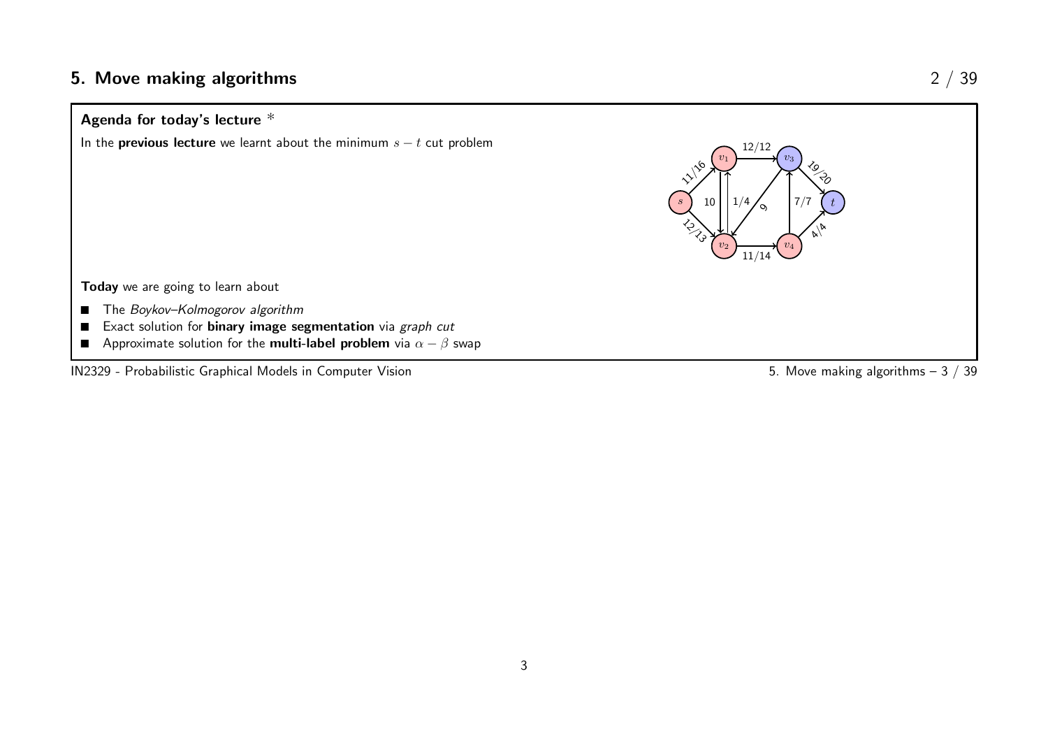## 5. Move making algorithms

**Agenda for today's lecture** *

In the **previous lecture** we learnt about the minimum $s - t$ cut problem

**Today** we are going to learn about

- The *Boykov–Kolmogorov algorithm*
- Exact solution for **binary image segmentation** via *graph cut*
- Approximate solution for the **multi-label problem** via $\alpha - \beta$ swap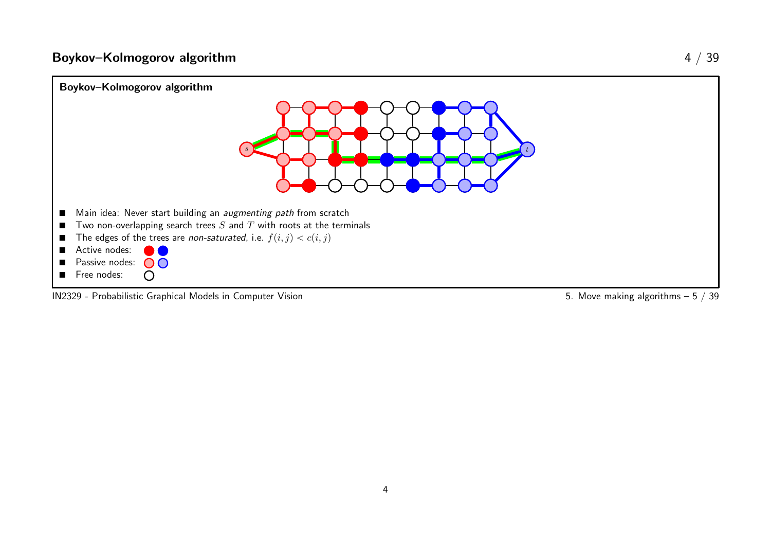## Boykov–Kolmogorov algorithm

### Boykov–Kolmogorov algorithm

- Main idea: Never start building an *augmenting path* from scratch
- Two non-overlapping search trees $S$ and $T$ with roots at the terminals
- The edges of the trees are *non-saturated*, i.e. $f(i,j) < c(i,j)$
- Active nodes:
- Passive nodes:
- Free nodes: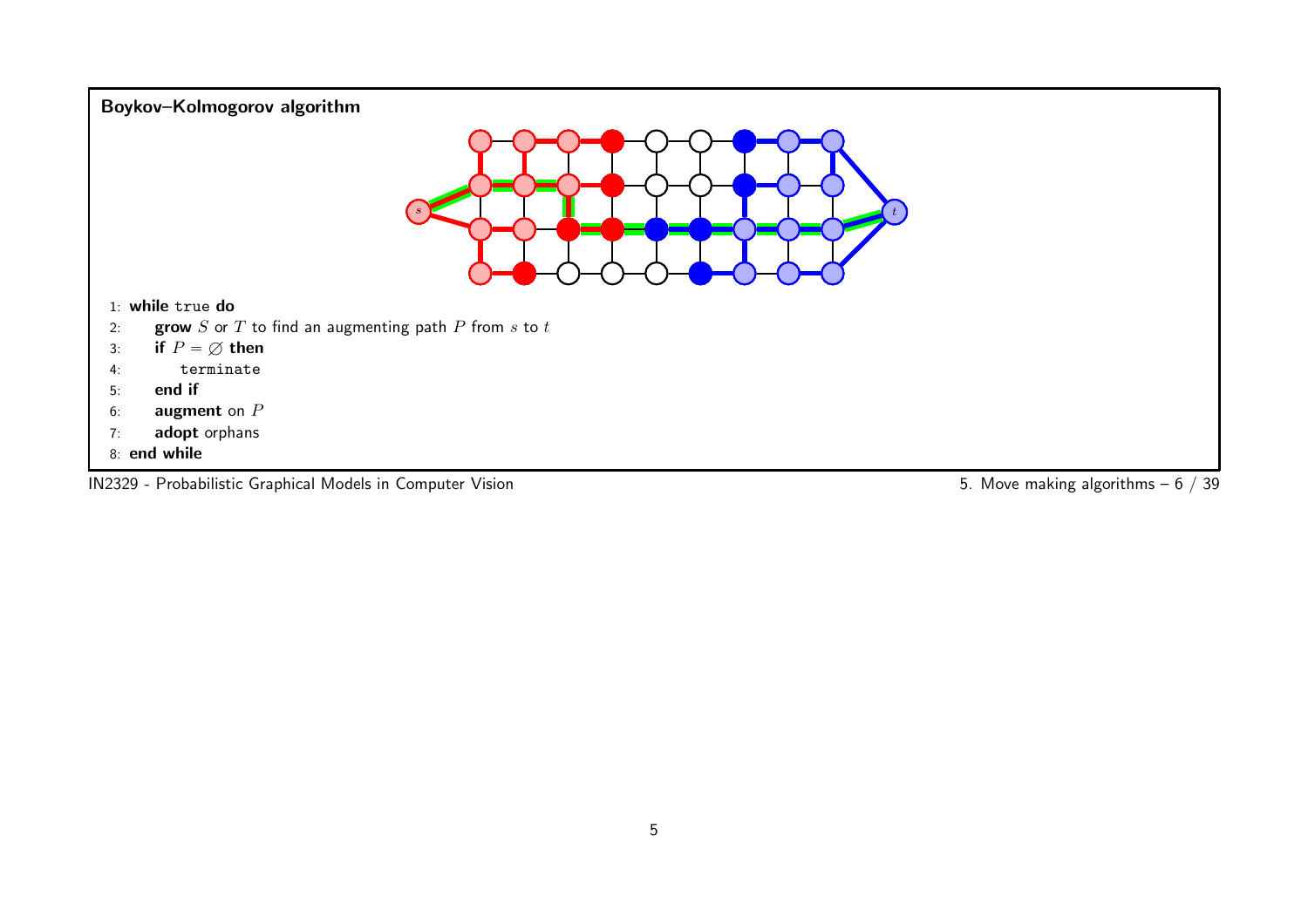**Boykov–Kolmogorov algorithm**

```
1: while true do
2:     grow S or T to find an augmenting path P from s to t
3:     if P = ∅ then
4:         terminate
5:     end if
6:     augment on P
7:     adopt orphans
8: end while
```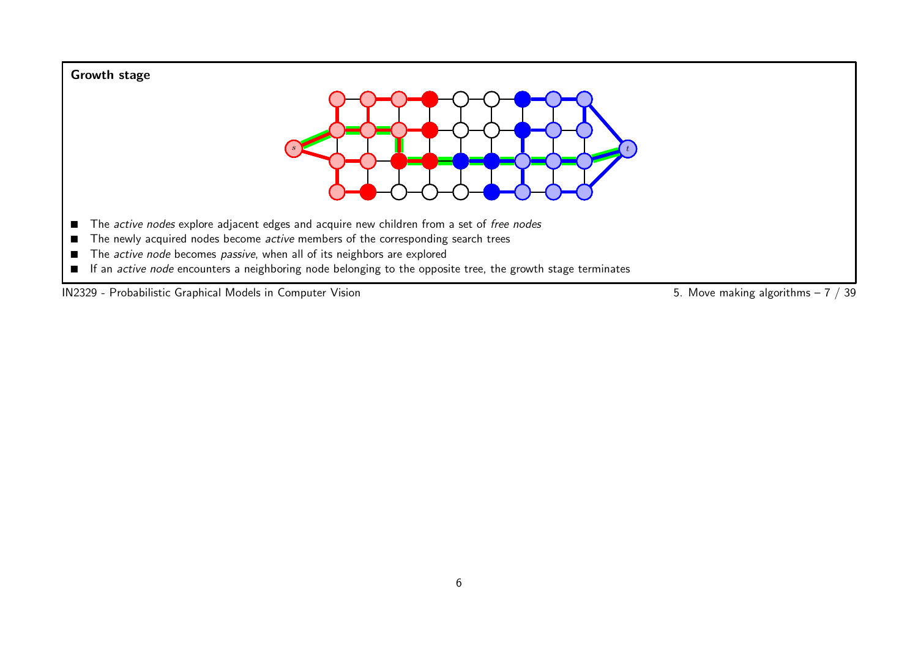## Growth stage

- The *active nodes* explore adjacent edges and acquire new children from a set of *free nodes*
- The newly acquired nodes become *active* members of the corresponding search trees
- The *active node* becomes *passive*, when all of its neighbors are explored
- If an *active node* encounters a neighboring node belonging to the opposite tree, the growth stage terminates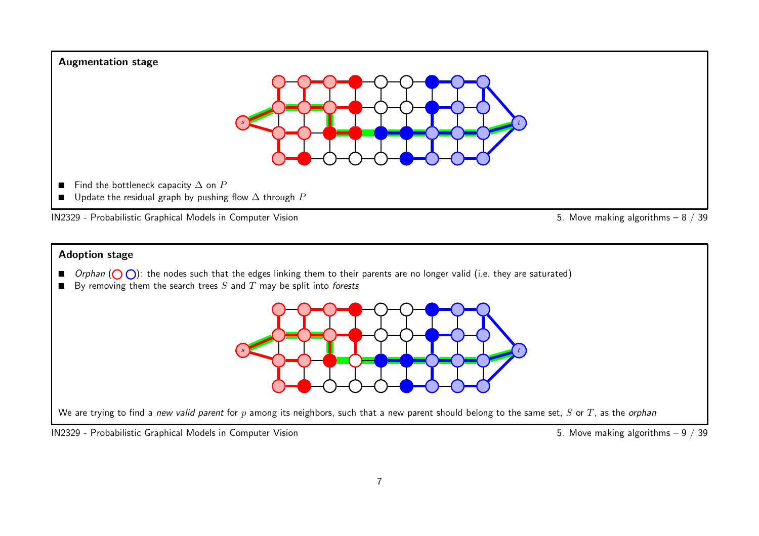## Augmentation stage

- Find the bottleneck capacity $\Delta$ on $P$
- Update the residual graph by pushing flow $\Delta$ through $P$

## Adoption stage

- *Orphan* (◯ ◯): the nodes such that the edges linking them to their parents are no longer valid (i.e. they are saturated)
- By removing them the search trees $S$ and $T$ may be split into *forests*

We are trying to find a *new valid parent* for $p$ among its neighbors, such that a new parent should belong to the same set, $S$ or $T$, as the *orphan*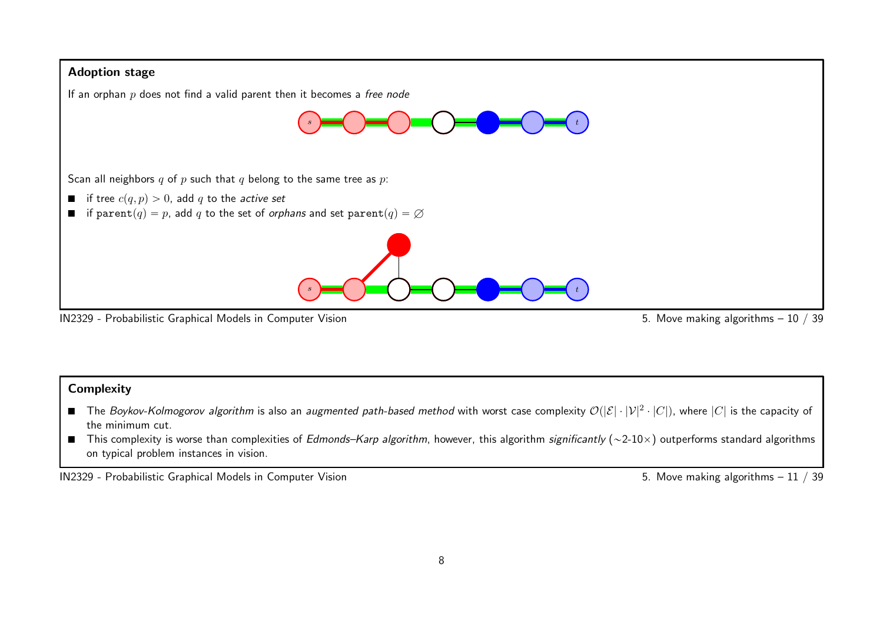## Adoption stage

If an orphan $p$ does not find a valid parent then it becomes a *free node*

Scan all neighbors $q$ of $p$ such that $q$ belong to the same tree as $p$:

- if tree $c(q, p) > 0$, add $q$ to the *active set*
- if $\texttt{parent}(q) = p$, add $q$ to the set of *orphans* and set $\texttt{parent}(q) = \varnothing$

## Complexity

- The *Boykov-Kolmogorov algorithm* is also an *augmented path-based method* with worst case complexity $\mathcal{O}(|\mathcal{E}| \cdot |\mathcal{V}|^2 \cdot |C|)$, where $|C|$ is the capacity of the minimum cut.
- This complexity is worse than complexities of *Edmonds–Karp algorithm*, however, this algorithm *significantly* ($\sim$2-10$\times$) outperforms standard algorithms on typical problem instances in vision.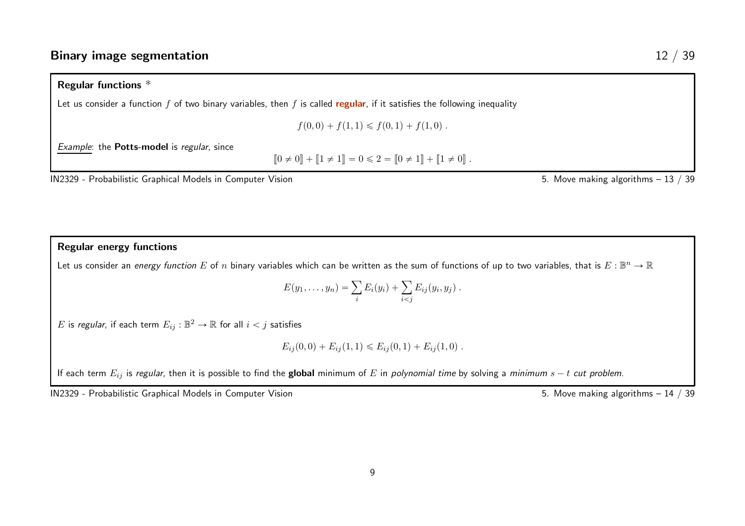## Binary image segmentation

### Regular functions *

Let us consider a function $f$ of two binary variables, then $f$ is called **regular**, if it satisfies the following inequality

$$f(0,0) + f(1,1) \leqslant f(0,1) + f(1,0) \, .$$

*Example*: the **Potts-model** is *regular*, since

$$[\![0 \neq 0]\!] + [\![1 \neq 1]\!] = 0 \leqslant 2 = [\![0 \neq 1]\!] + [\![1 \neq 0]\!] \, .$$

### Regular energy functions

Let us consider an *energy function* $E$ of $n$ binary variables which can be written as the sum of functions of up to two variables, that is $E : \mathbb{B}^n \to \mathbb{R}$

$$E(y_1, \ldots, y_n) = \sum_i E_i(y_i) + \sum_{i<j} E_{ij}(y_i, y_j) \, .$$

$E$ is *regular*, if each term $E_{ij} : \mathbb{B}^2 \to \mathbb{R}$ for all $i < j$ satisfies

$$E_{ij}(0,0) + E_{ij}(1,1) \leqslant E_{ij}(0,1) + E_{ij}(1,0) \, .$$

If each term $E_{ij}$ is *regular*, then it is possible to find the **global** minimum of $E$ in *polynomial time* by solving a *minimum $s-t$ cut problem*.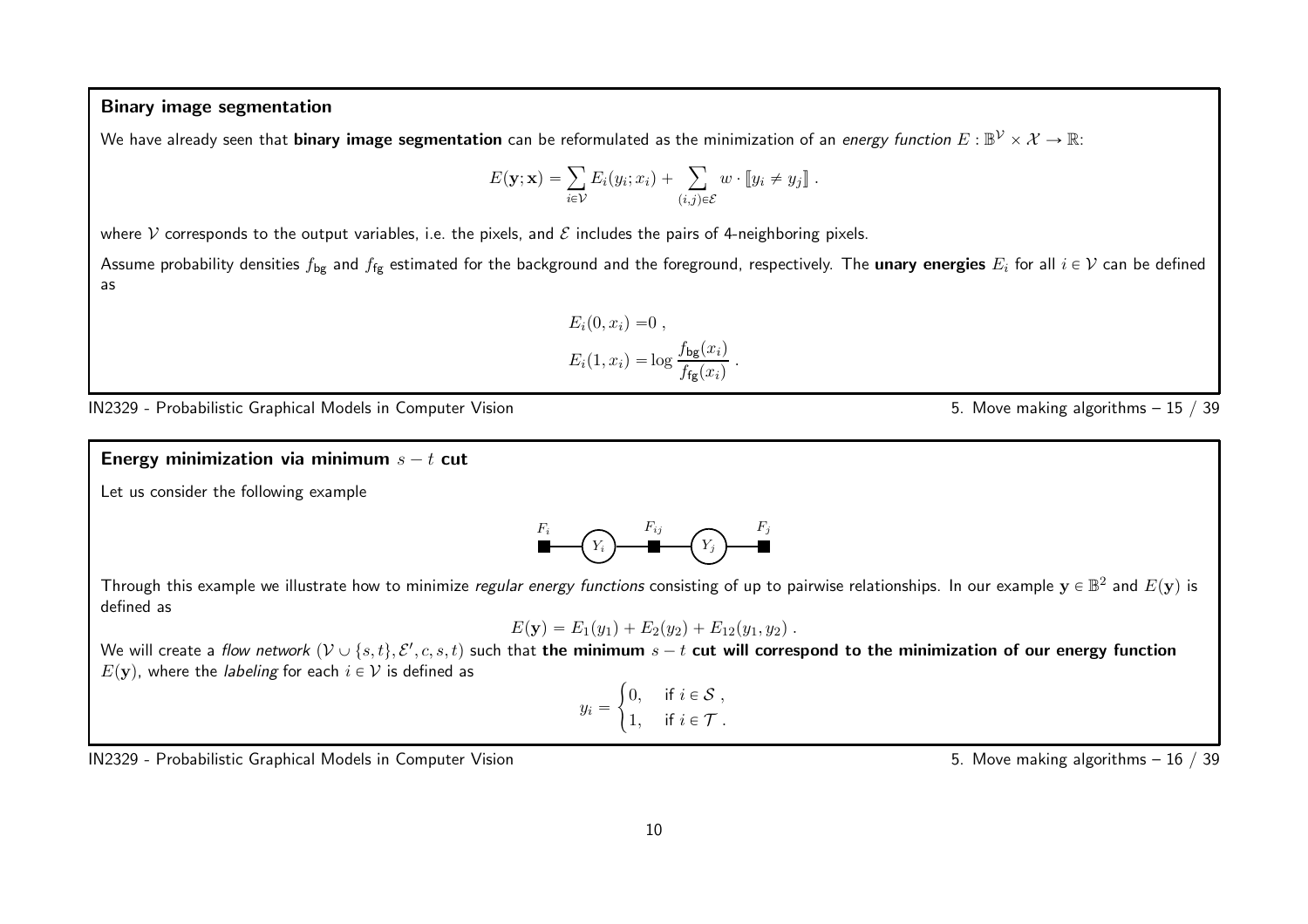### Binary image segmentation

We have already seen that **binary image segmentation** can be reformulated as the minimization of an *energy function* $E : \mathbb{B}^{\mathcal{V}} \times \mathcal{X} \to \mathbb{R}$:

$$E(\mathbf{y}; \mathbf{x}) = \sum_{i \in \mathcal{V}} E_i(y_i; x_i) + \sum_{(i,j) \in \mathcal{E}} w \cdot [\![ y_i \neq y_j ]\!] \; .$$

where $\mathcal{V}$ corresponds to the output variables, i.e. the pixels, and $\mathcal{E}$ includes the pairs of 4-neighboring pixels.

Assume probability densities $f_{\mathsf{bg}}$ and $f_{\mathsf{fg}}$ estimated for the background and the foreground, respectively. The **unary energies** $E_i$ for all $i \in \mathcal{V}$ can be defined as

$$\begin{aligned} E_i(0, x_i) &= 0 \; , \\ E_i(1, x_i) &= \log \frac{f_{\mathsf{bg}}(x_i)}{f_{\mathsf{fg}}(x_i)} \; . \end{aligned}$$

### Energy minimization via minimum $s - t$ cut

Let us consider the following example

$F_i$ — $Y_i$ — $F_{ij}$ — $Y_j$ — $F_j$

Through this example we illustrate how to minimize *regular energy functions* consisting of up to pairwise relationships. In our example $\mathbf{y} \in \mathbb{B}^2$ and $E(\mathbf{y})$ is defined as

$$E(\mathbf{y}) = E_1(y_1) + E_2(y_2) + E_{12}(y_1, y_2) \; .$$

We will create a *flow network* $(\mathcal{V} \cup \{s, t\}, \mathcal{E}', c, s, t)$ such that **the minimum $s - t$ cut will correspond to the minimization of our energy function** $E(\mathbf{y})$, where the *labeling* for each $i \in \mathcal{V}$ is defined as

$$y_i = \begin{cases} 0, & \text{if } i \in \mathcal{S} \; , \\ 1, & \text{if } i \in \mathcal{T} \; . \end{cases}$$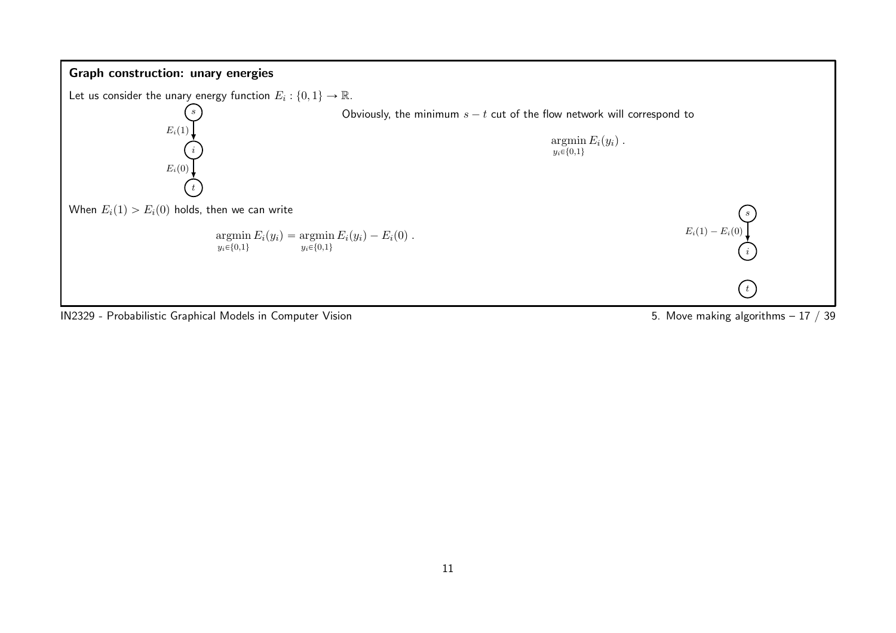## Graph construction: unary energies

Let us consider the unary energy function $E_i : \{0, 1\} \rightarrow \mathbb{R}$.

Obviously, the minimum $s - t$ cut of the flow network will correspond to

$$\underset{y_i \in \{0,1\}}{\operatorname{argmin}} \, E_i(y_i) \, .$$

When $E_i(1) > E_i(0)$ holds, then we can write

$$\underset{y_i \in \{0,1\}}{\operatorname{argmin}} \, E_i(y_i) = \underset{y_i \in \{0,1\}}{\operatorname{argmin}} \, E_i(y_i) - E_i(0) \, .$$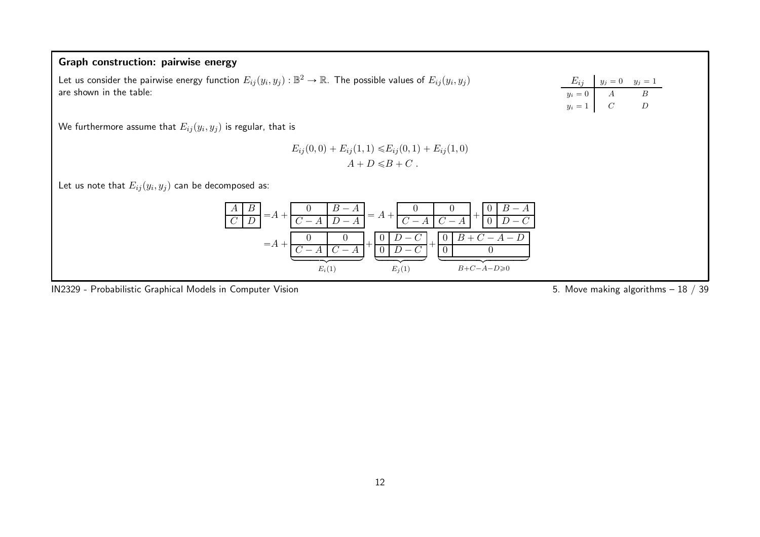## Graph construction: pairwise energy

Let us consider the pairwise energy function $E_{ij}(y_i, y_j) : \mathbb{B}^2 \to \mathbb{R}$. The possible values of $E_{ij}(y_i, y_j)$ are shown in the table:

| $E_{ij}$ | $y_j = 0$ | $y_j = 1$ |
|---|---|---|
| $y_i = 0$ | $A$ | $B$ |
| $y_i = 1$ | $C$ | $D$ |

We furthermore assume that $E_{ij}(y_i, y_j)$ is regular, that is

$$
\begin{aligned}
E_{ij}(0,0) + E_{ij}(1,1) \leqslant & E_{ij}(0,1) + E_{ij}(1,0) \\
A + D \leqslant & B + C \, .
\end{aligned}
$$

Let us note that $E_{ij}(y_i, y_j)$ can be decomposed as:

$$
\begin{aligned}
\begin{array}{|c|c|}\hline A & B \\ \hline C & D \\ \hline\end{array}
&= A + \begin{array}{|c|c|}\hline 0 & B-A \\ \hline C-A & D-A \\ \hline\end{array}
= A + \begin{array}{|c|c|}\hline 0 & 0 \\ \hline C-A & C-A \\ \hline\end{array} + \begin{array}{|c|c|}\hline 0 & B-A \\ \hline 0 & D-C \\ \hline\end{array} \\
&= A + \underbrace{\begin{array}{|c|c|}\hline 0 & 0 \\ \hline C-A & C-A \\ \hline\end{array}}_{E_i(1)} + \underbrace{\begin{array}{|c|c|}\hline 0 & D-C \\ \hline 0 & D-C \\ \hline\end{array}}_{E_j(1)} + \underbrace{\begin{array}{|c|c|}\hline 0 & B+C-A-D \\ \hline 0 & 0 \\ \hline\end{array}}_{B+C-A-D \geqslant 0}
\end{aligned}
$$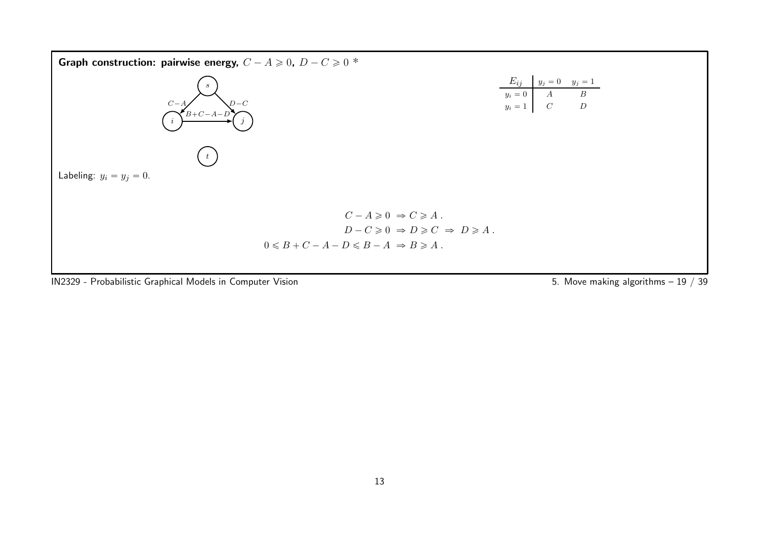**Graph construction: pairwise energy, $C - A \geqslant 0$, $D - C \geqslant 0$ ***

| $E_{ij}$ | $y_j = 0$ | $y_j = 1$ |
|---|---|---|
| $y_i = 0$ | $A$ | $B$ |
| $y_i = 1$ | $C$ | $D$ |

Labeling: $y_i = y_j = 0$.

$$C - A \geqslant 0 \;\Rightarrow C \geqslant A\,.$$

$$D - C \geqslant 0 \;\Rightarrow D \geqslant C \;\Rightarrow\; D \geqslant A\,.$$

$$0 \leqslant B + C - A - D \leqslant B - A \;\Rightarrow B \geqslant A\,.$$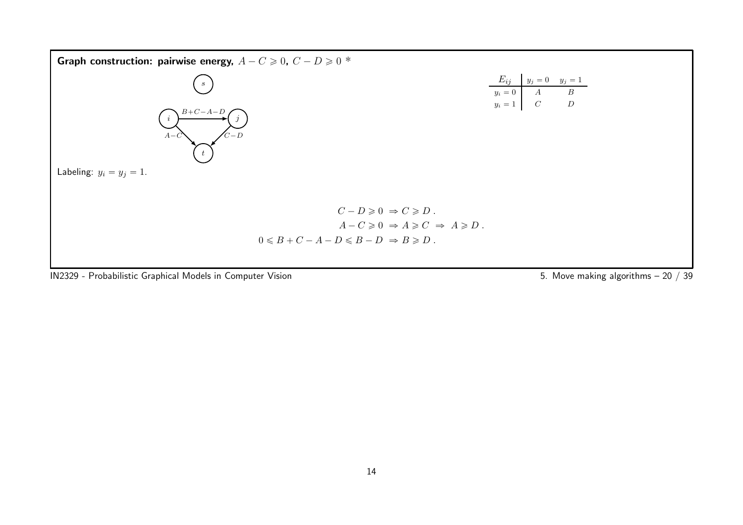## Graph construction: pairwise energy, $A - C \geqslant 0$, $C - D \geqslant 0$ *

| $E_{ij}$ | $y_j = 0$ | $y_j = 1$ |
|---|---|---|
| $y_i = 0$ | $A$ | $B$ |
| $y_i = 1$ | $C$ | $D$ |

Labeling: $y_i = y_j = 1$.

$$C - D \geqslant 0 \;\Rightarrow C \geqslant D\,.$$

$$A - C \geqslant 0 \;\Rightarrow A \geqslant C \;\Rightarrow\; A \geqslant D\,.$$

$$0 \leqslant B + C - A - D \leqslant B - D \;\Rightarrow B \geqslant D\,.$$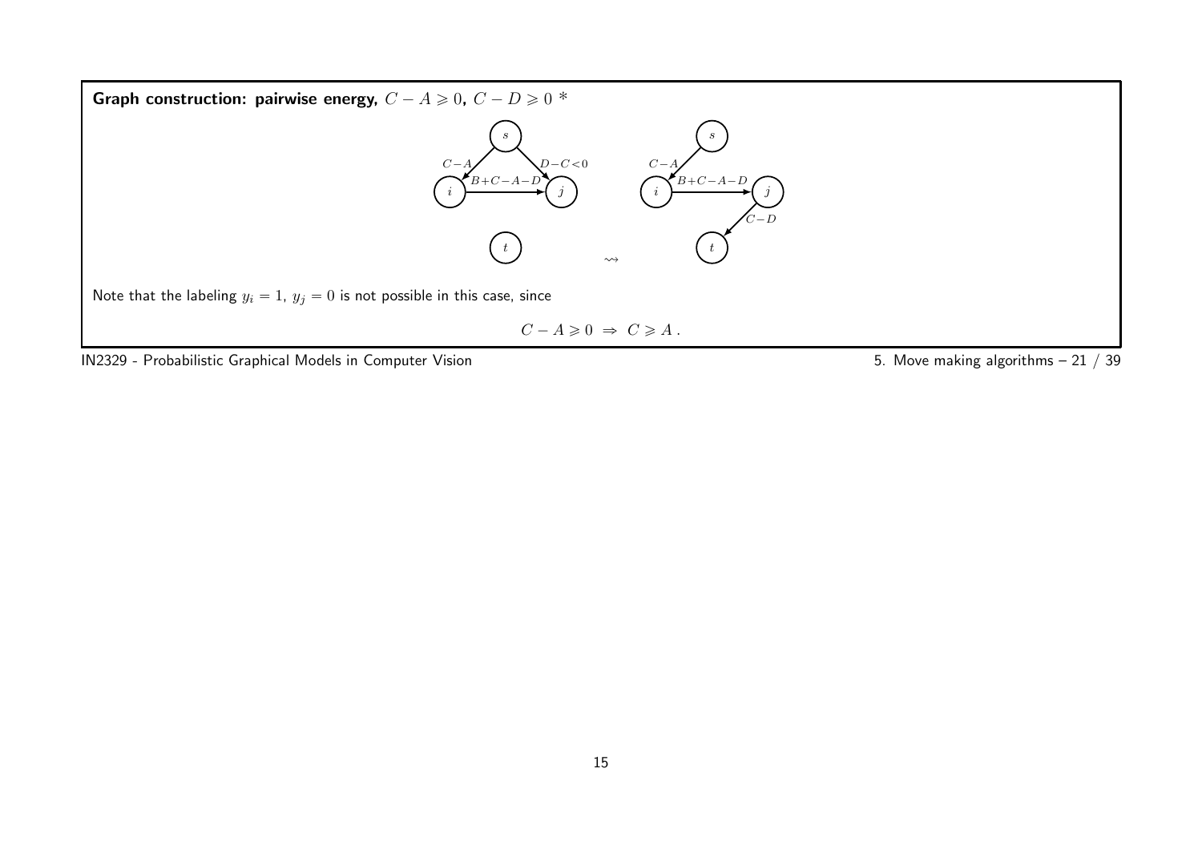## Graph construction: pairwise energy, $C - A \geqslant 0$, $C - D \geqslant 0$ *

Note that the labeling $y_i = 1$, $y_j = 0$ is not possible in this case, since

$$C - A \geqslant 0 \;\Rightarrow\; C \geqslant A\,.$$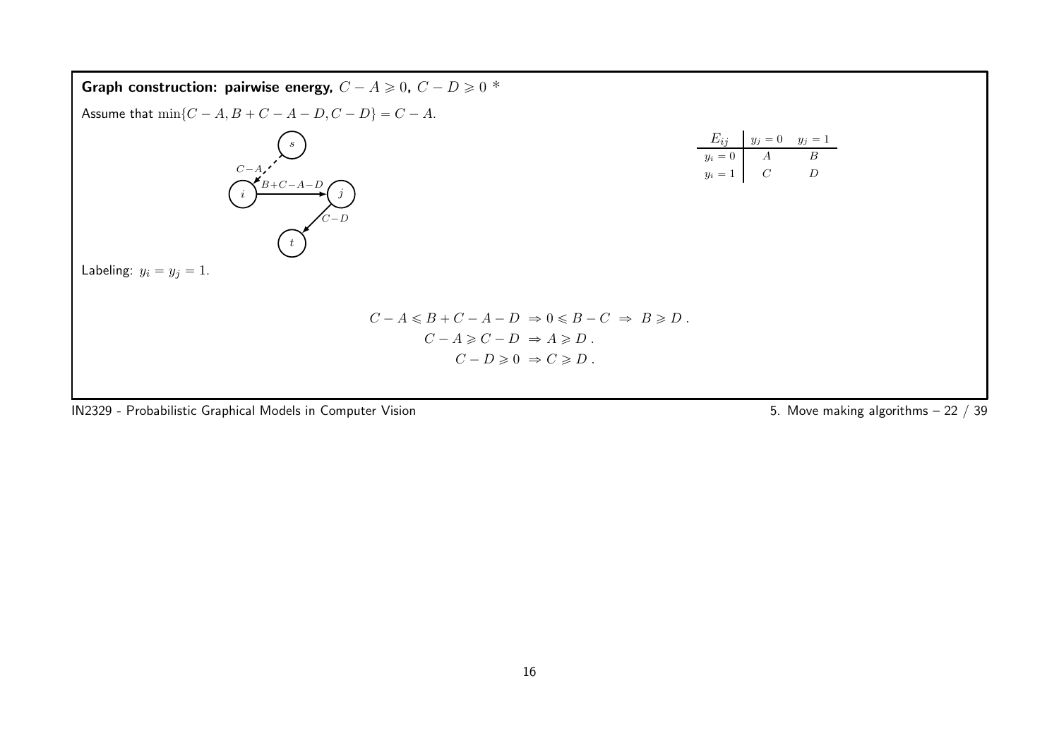## Graph construction: pairwise energy, $C - A \geqslant 0$, $C - D \geqslant 0$ *

Assume that $\min\{C - A, B + C - A - D, C - D\} = C - A$.

| $E_{ij}$ | $y_j = 0$ | $y_j = 1$ |
|---|---|---|
| $y_i = 0$ | $A$ | $B$ |
| $y_i = 1$ | $C$ | $D$ |

Graph edges: $s \to i$ (dashed): $C-A$; $i \to j$: $B+C-A-D$; $j \to t$: $C-D$.

Labeling: $y_i = y_j = 1$.

$$C - A \leqslant B + C - A - D \;\Rightarrow 0 \leqslant B - C \;\Rightarrow\; B \geqslant D\,.$$

$$C - A \geqslant C - D \;\Rightarrow A \geqslant D\,.$$

$$C - D \geqslant 0 \;\Rightarrow C \geqslant D\,.$$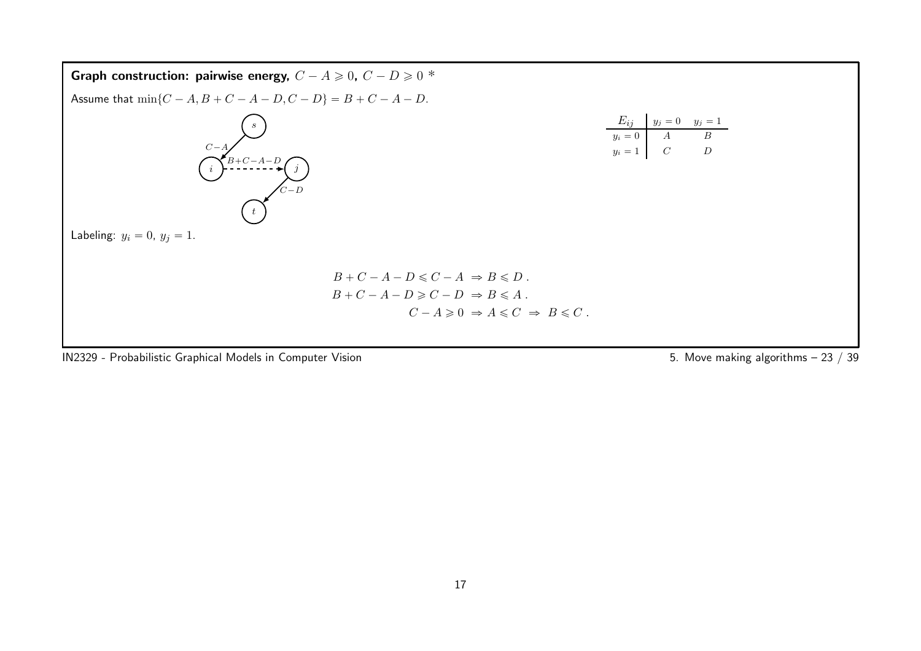## Graph construction: pairwise energy, $C - A \geqslant 0$, $C - D \geqslant 0$ *

Assume that $\min\{C - A, B + C - A - D, C - D\} = B + C - A - D$.

| $E_{ij}$ | $y_j = 0$ | $y_j = 1$ |
|---|---|---|
| $y_i = 0$ | $A$ | $B$ |
| $y_i = 1$ | $C$ | $D$ |

Labeling: $y_i = 0$, $y_j = 1$.

$$
\begin{aligned}
B + C - A - D \leqslant C - A \; &\Rightarrow B \leqslant D \, . \\
B + C - A - D \geqslant C - D \; &\Rightarrow B \leqslant A \, . \\
C - A \geqslant 0 \; &\Rightarrow A \leqslant C \; \Rightarrow \; B \leqslant C \, .
\end{aligned}
$$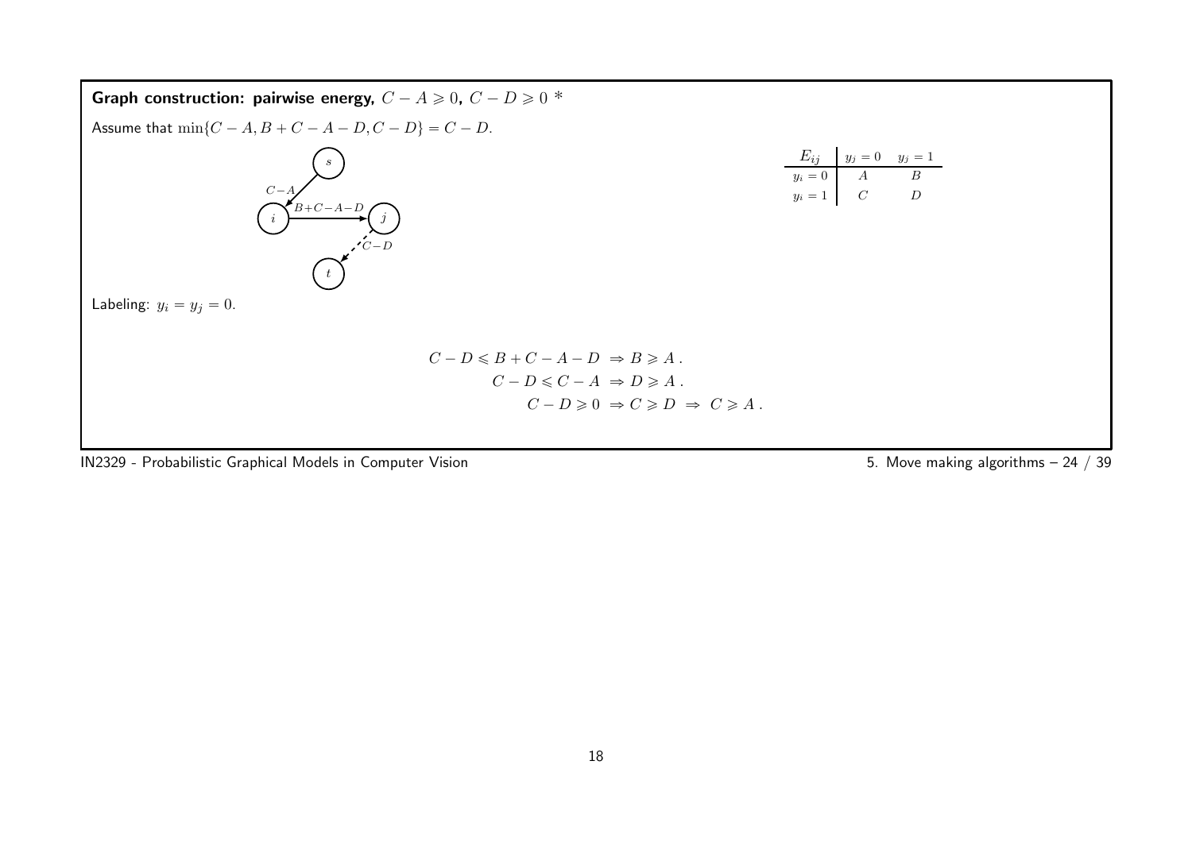## Graph construction: pairwise energy, $C - A \geqslant 0$, $C - D \geqslant 0$ *

Assume that $\min\{C - A, B + C - A - D, C - D\} = C - D$.

| $E_{ij}$ | $y_j = 0$ | $y_j = 1$ |
|---|---|---|
| $y_i = 0$ | $A$ | $B$ |
| $y_i = 1$ | $C$ | $D$ |

Labeling: $y_i = y_j = 0$.

$$C - D \leqslant B + C - A - D \ \Rightarrow B \geqslant A\,.$$

$$C - D \leqslant C - A \ \Rightarrow D \geqslant A\,.$$

$$C - D \geqslant 0 \ \Rightarrow C \geqslant D \ \Rightarrow \ C \geqslant A\,.$$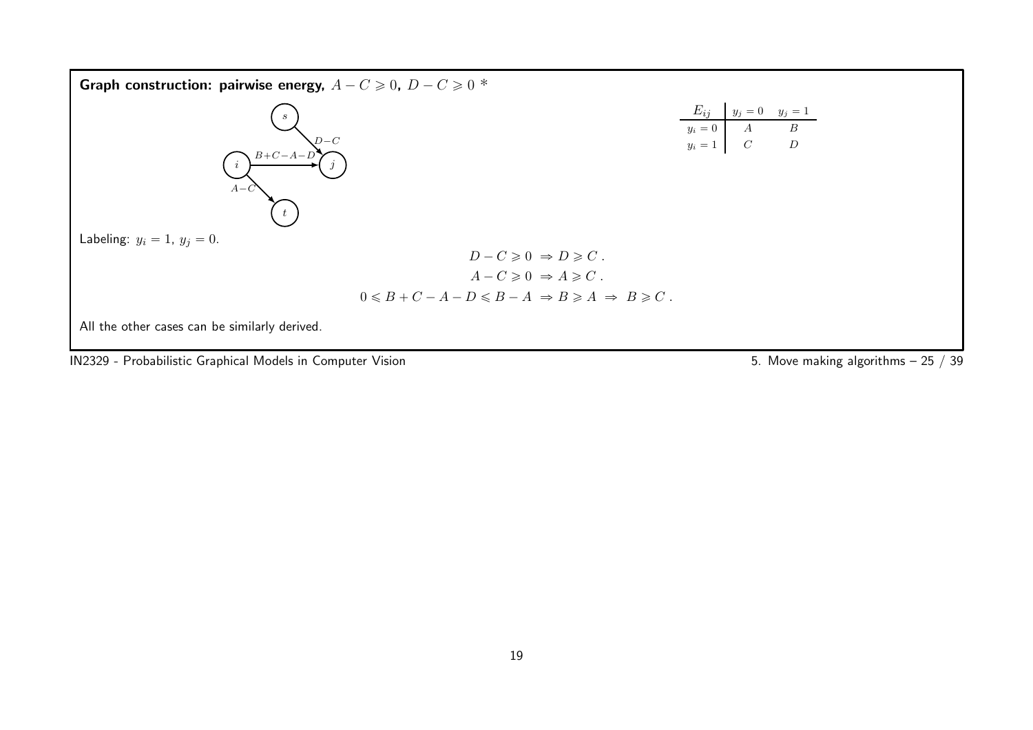## Graph construction: pairwise energy, $A - C \geqslant 0$, $D - C \geqslant 0$ *

| $E_{ij}$ | $y_j = 0$ | $y_j = 1$ |
|---|---|---|
| $y_i = 0$ | $A$ | $B$ |
| $y_i = 1$ | $C$ | $D$ |

Edges: $s \to j$ with capacity $D-C$; $i \to j$ with capacity $B+C-A-D$; $i \to t$ with capacity $A-C$.

Labeling: $y_i = 1$, $y_j = 0$.

$$D - C \geqslant 0 \;\Rightarrow D \geqslant C\,.$$

$$A - C \geqslant 0 \;\Rightarrow A \geqslant C\,.$$

$$0 \leqslant B + C - A - D \leqslant B - A \;\Rightarrow B \geqslant A \;\Rightarrow\; B \geqslant C\,.$$

All the other cases can be similarly derived.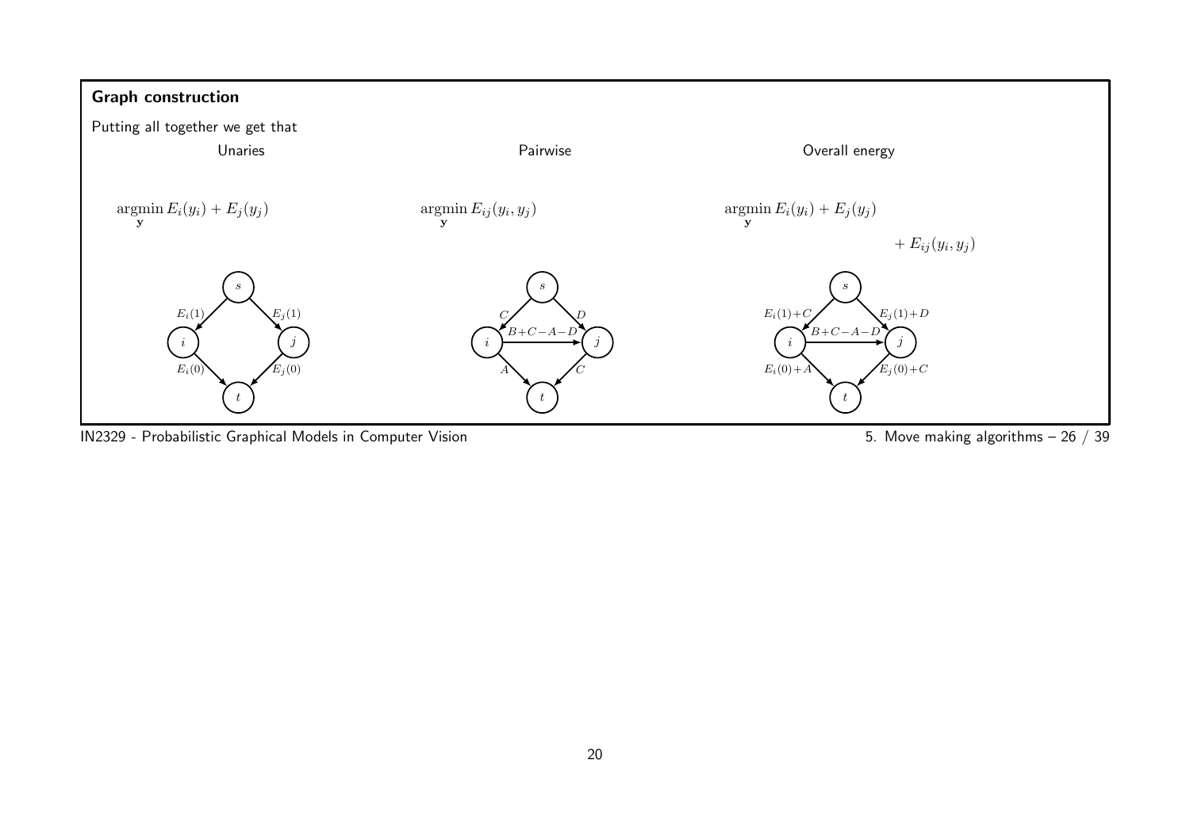## Graph construction

Putting all together we get that

Unaries

$$\underset{\mathbf{y}}{\operatorname{argmin}}\, E_i(y_i) + E_j(y_j)$$

Pairwise

$$\underset{\mathbf{y}}{\operatorname{argmin}}\, E_{ij}(y_i, y_j)$$

Overall energy

$$\underset{\mathbf{y}}{\operatorname{argmin}}\, E_i(y_i) + E_j(y_j) + E_{ij}(y_i, y_j)$$

Unaries graph: $s \to i$: $E_i(1)$; $s \to j$: $E_j(1)$; $i \to t$: $E_i(0)$; $j \to t$: $E_j(0)$

Pairwise graph: $s \to i$: $C$; $s \to j$: $D$; $i \to j$: $B+C-A-D$; $i \to t$: $A$; $j \to t$: $C$

Overall energy graph: $s \to i$: $E_i(1)+C$; $s \to j$: $E_j(1)+D$; $i \to j$: $B+C-A-D$; $i \to t$: $E_i(0)+A$; $j \to t$: $E_j(0)+C$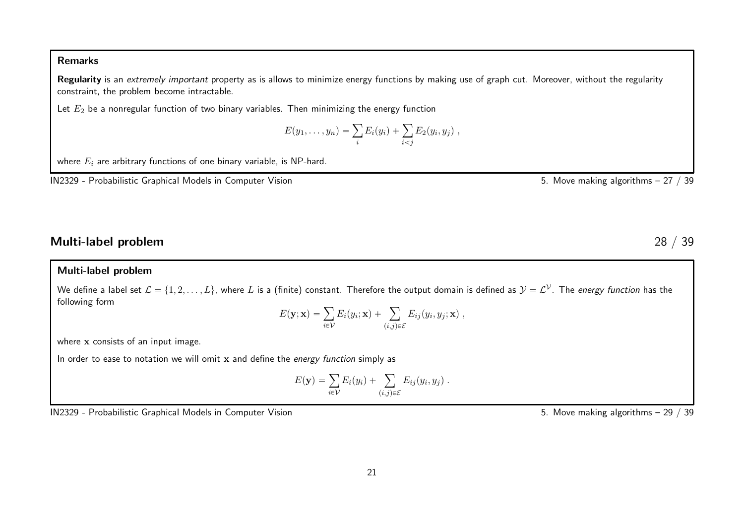#### Remarks

**Regularity** is an *extremely important* property as is allows to minimize energy functions by making use of graph cut. Moreover, without the regularity constraint, the problem become intractable.

Let $E_2$ be a nonregular function of two binary variables. Then minimizing the energy function

$$E(y_1, \ldots, y_n) = \sum_i E_i(y_i) + \sum_{i<j} E_2(y_i, y_j) \ ,$$

where $E_i$ are arbitrary functions of one binary variable, is NP-hard.

## Multi-label problem

#### Multi-label problem

We define a label set $\mathcal{L} = \{1, 2, \ldots, L\}$, where $L$ is a (finite) constant. Therefore the output domain is defined as $\mathcal{Y} = \mathcal{L}^{\mathcal{V}}$. The *energy function* has the following form

$$E(\mathbf{y}; \mathbf{x}) = \sum_{i \in \mathcal{V}} E_i(y_i; \mathbf{x}) + \sum_{(i,j) \in \mathcal{E}} E_{ij}(y_i, y_j; \mathbf{x}) \ ,$$

where $\mathbf{x}$ consists of an input image.

In order to ease to notation we will omit $\mathbf{x}$ and define the *energy function* simply as

$$E(\mathbf{y}) = \sum_{i \in \mathcal{V}} E_i(y_i) + \sum_{(i,j) \in \mathcal{E}} E_{ij}(y_i, y_j) \ .$$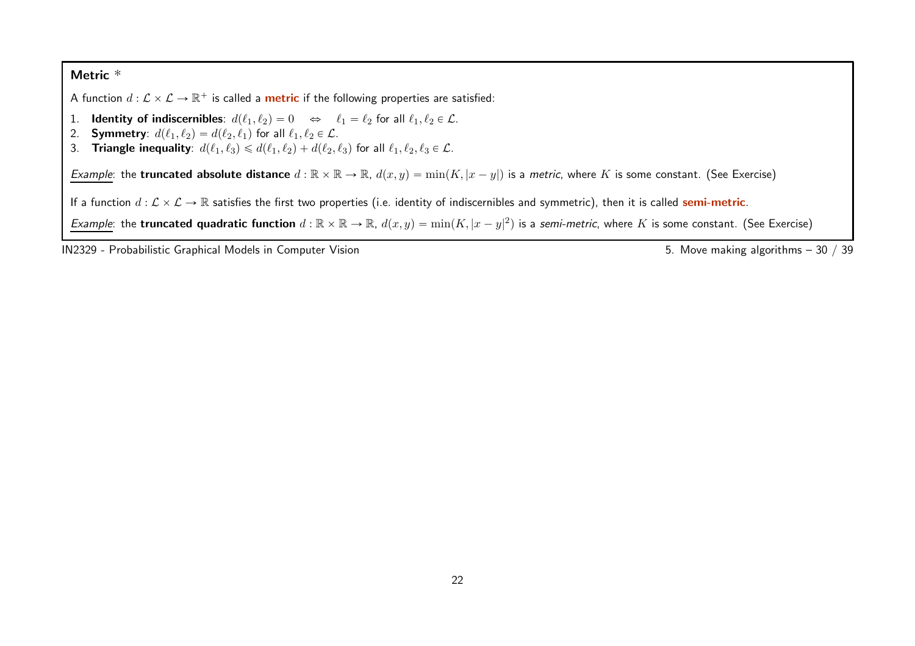### Metric *

A function $d : \mathcal{L} \times \mathcal{L} \to \mathbb{R}^+$ is called a **metric** if the following properties are satisfied:

1. **Identity of indiscernibles**: $d(\ell_1, \ell_2) = 0 \quad \Leftrightarrow \quad \ell_1 = \ell_2$ for all $\ell_1, \ell_2 \in \mathcal{L}$.
2. **Symmetry**: $d(\ell_1, \ell_2) = d(\ell_2, \ell_1)$ for all $\ell_1, \ell_2 \in \mathcal{L}$.
3. **Triangle inequality**: $d(\ell_1, \ell_3) \leqslant d(\ell_1, \ell_2) + d(\ell_2, \ell_3)$ for all $\ell_1, \ell_2, \ell_3 \in \mathcal{L}$.

*Example*: the **truncated absolute distance** $d : \mathbb{R} \times \mathbb{R} \to \mathbb{R}$, $d(x, y) = \min(K, |x - y|)$ is a *metric*, where $K$ is some constant. (See Exercise)

If a function $d : \mathcal{L} \times \mathcal{L} \to \mathbb{R}$ satisfies the first two properties (i.e. identity of indiscernibles and symmetric), then it is called **semi-metric**.

*Example*: the **truncated quadratic function** $d : \mathbb{R} \times \mathbb{R} \to \mathbb{R}$, $d(x, y) = \min(K, |x - y|^2)$ is a *semi-metric*, where $K$ is some constant. (See Exercise)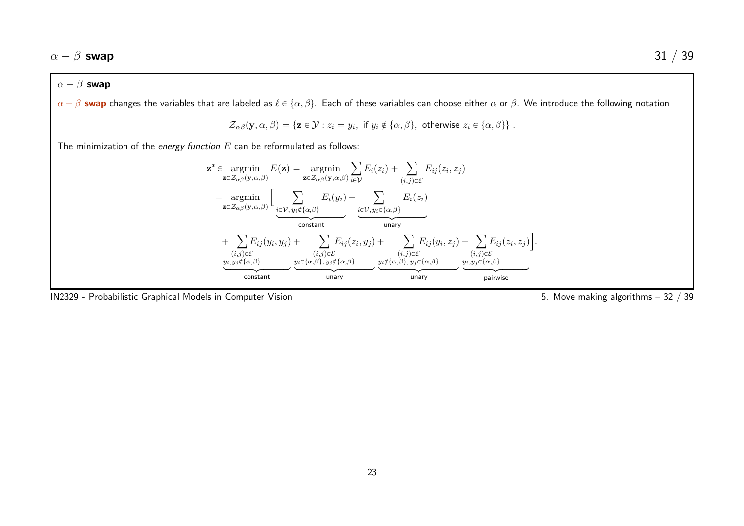## $\alpha - \beta$ swap

### $\alpha - \beta$ swap

**$\alpha - \beta$ swap** changes the variables that are labeled as $\ell \in \{\alpha, \beta\}$. Each of these variables can choose either $\alpha$ or $\beta$. We introduce the following notation

$$\mathcal{Z}_{\alpha\beta}(\mathbf{y}, \alpha, \beta) = \{\mathbf{z} \in \mathcal{Y} : z_i = y_i, \text{ if } y_i \notin \{\alpha, \beta\}, \text{ otherwise } z_i \in \{\alpha, \beta\}\} .$$

The minimization of the *energy function* $E$ can be reformulated as follows:

$$\begin{aligned}
\mathbf{z}^* \in & \operatorname*{argmin}_{\mathbf{z} \in \mathcal{Z}_{\alpha\beta}(\mathbf{y},\alpha,\beta)} E(\mathbf{z}) = \operatorname*{argmin}_{\mathbf{z} \in \mathcal{Z}_{\alpha\beta}(\mathbf{y},\alpha,\beta)} \sum_{i \in \mathcal{V}} E_i(z_i) + \sum_{(i,j) \in \mathcal{E}} E_{ij}(z_i, z_j) \\
= & \operatorname*{argmin}_{\mathbf{z} \in \mathcal{Z}_{\alpha\beta}(\mathbf{y},\alpha,\beta)} \Big[ \underbrace{\sum_{i \in \mathcal{V},\, y_i \notin \{\alpha,\beta\}} E_i(y_i)}_{\text{constant}} + \underbrace{\sum_{i \in \mathcal{V},\, y_i \in \{\alpha,\beta\}} E_i(z_i)}_{\text{unary}} \\
& + \underbrace{\sum_{\substack{(i,j) \in \mathcal{E} \\ y_i, y_j \notin \{\alpha,\beta\}}} E_{ij}(y_i, y_j)}_{\text{constant}} + \underbrace{\sum_{\substack{(i,j) \in \mathcal{E} \\ y_i \in \{\alpha,\beta\},\, y_j \notin \{\alpha,\beta\}}} E_{ij}(z_i, y_j)}_{\text{unary}} + \underbrace{\sum_{\substack{(i,j) \in \mathcal{E} \\ y_i \notin \{\alpha,\beta\},\, y_j \in \{\alpha,\beta\}}} E_{ij}(y_i, z_j)}_{\text{unary}} + \underbrace{\sum_{\substack{(i,j) \in \mathcal{E} \\ y_i, y_j \in \{\alpha,\beta\}}} E_{ij}(z_i, z_j)}_{\text{pairwise}} \Big].
\end{aligned}$$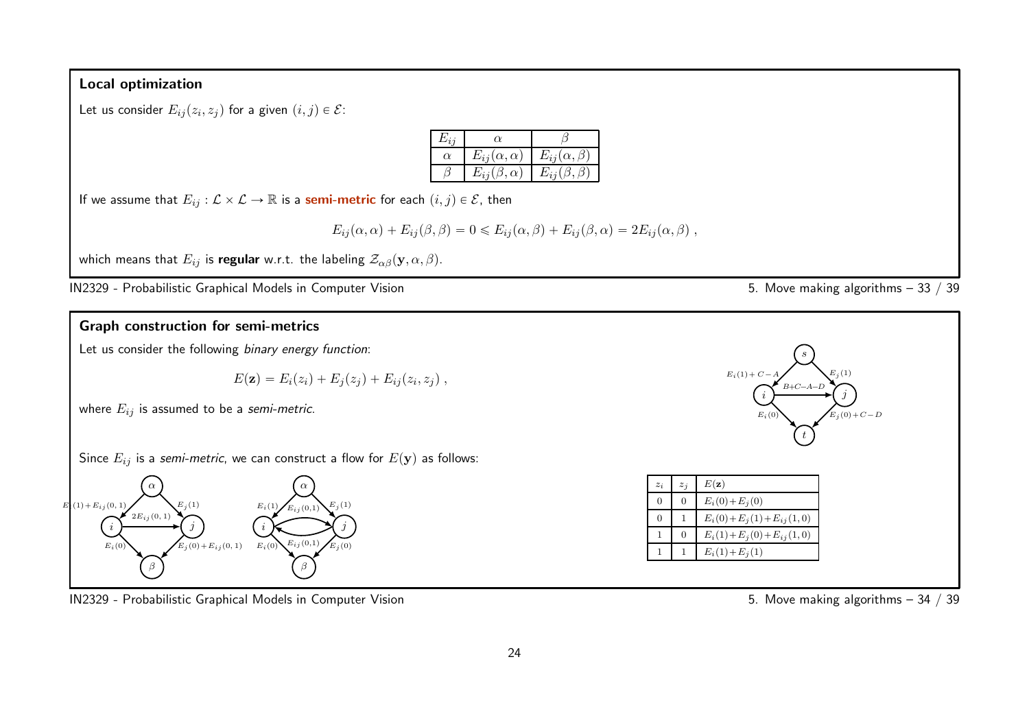## Local optimization

Let us consider $E_{ij}(z_i, z_j)$ for a given $(i,j) \in \mathcal{E}$:

| $E_{ij}$ | $\alpha$ | $\beta$ |
|---|---|---|
| $\alpha$ | $E_{ij}(\alpha,\alpha)$ | $E_{ij}(\alpha,\beta)$ |
| $\beta$ | $E_{ij}(\beta,\alpha)$ | $E_{ij}(\beta,\beta)$ |

If we assume that $E_{ij} : \mathcal{L} \times \mathcal{L} \to \mathbb{R}$ is a **semi-metric** for each $(i,j) \in \mathcal{E}$, then

$$E_{ij}(\alpha,\alpha) + E_{ij}(\beta,\beta) = 0 \leqslant E_{ij}(\alpha,\beta) + E_{ij}(\beta,\alpha) = 2E_{ij}(\alpha,\beta) ,$$

which means that $E_{ij}$ is **regular** w.r.t. the labeling $\mathcal{Z}_{\alpha\beta}(\mathbf{y}, \alpha, \beta)$.

## Graph construction for semi-metrics

Let us consider the following *binary energy function*:

$$E(\mathbf{z}) = E_i(z_i) + E_j(z_j) + E_{ij}(z_i, z_j) ,$$

where $E_{ij}$ is assumed to be a *semi-metric*.

Since $E_{ij}$ is a *semi-metric*, we can construct a flow for $E(\mathbf{y})$ as follows:

| $z_i$ | $z_j$ | $E(\mathbf{z})$ |
|---|---|---|
| 0 | 0 | $E_i(0)+E_j(0)$ |
| 0 | 1 | $E_i(0)+E_j(1)+E_{ij}(1,0)$ |
| 1 | 0 | $E_i(1)+E_j(0)+E_{ij}(1,0)$ |
| 1 | 1 | $E_i(1)+E_j(1)$ |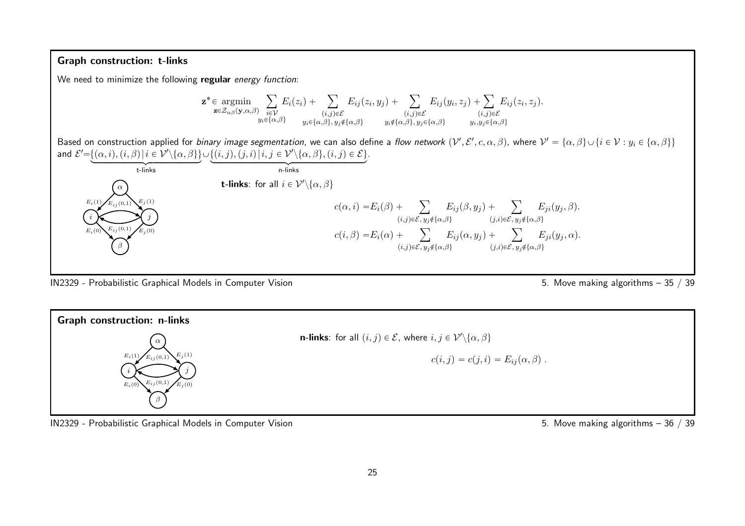## Graph construction: t-links

We need to minimize the following **regular** *energy function*:

$$\mathbf{z}^* \in \underset{\mathbf{z}\in\mathcal{Z}_{\alpha\beta}(\mathbf{y},\alpha,\beta)}{\operatorname{argmin}} \sum_{\substack{i\in\mathcal{V}\\ y_i\in\{\alpha,\beta\}}} E_i(z_i) + \sum_{\substack{(i,j)\in\mathcal{E}\\ y_i\in\{\alpha,\beta\},\, y_j\notin\{\alpha,\beta\}}} E_{ij}(z_i,y_j) + \sum_{\substack{(i,j)\in\mathcal{E}\\ y_i\notin\{\alpha,\beta\},\, y_j\in\{\alpha,\beta\}}} E_{ij}(y_i,z_j) + \sum_{\substack{(i,j)\in\mathcal{E}\\ y_i,y_j\in\{\alpha,\beta\}}} E_{ij}(z_i,z_j).$$

Based on construction applied for *binary image segmentation*, we can also define a *flow network* $(\mathcal{V}',\mathcal{E}',c,\alpha,\beta)$, where $\mathcal{V}' = \{\alpha,\beta\}\cup\{i\in\mathcal{V} : y_i\in\{\alpha,\beta\}\}$ and $\mathcal{E}' = \underbrace{\{(\alpha,i),(i,\beta)\,|\,i\in\mathcal{V}'\backslash\{\alpha,\beta\}\}}_{\text{t-links}} \cup \underbrace{\{(i,j),(j,i)\,|\,i,j\in\mathcal{V}'\backslash\{\alpha,\beta\},(i,j)\in\mathcal{E}\}}_{\text{n-links}}$.

**t-links**: for all $i\in\mathcal{V}'\backslash\{\alpha,\beta\}$

$$c(\alpha,i) = E_i(\beta) + \sum_{(i,j)\in\mathcal{E},\, y_j\notin\{\alpha,\beta\}} E_{ij}(\beta,y_j) + \sum_{(j,i)\in\mathcal{E},\, y_j\notin\{\alpha,\beta\}} E_{ji}(y_j,\beta).$$

$$c(i,\beta) = E_i(\alpha) + \sum_{(i,j)\in\mathcal{E},\, y_j\notin\{\alpha,\beta\}} E_{ij}(\alpha,y_j) + \sum_{(j,i)\in\mathcal{E},\, y_j\notin\{\alpha,\beta\}} E_{ji}(y_j,\alpha).$$

## Graph construction: n-links

**n-links**: for all $(i,j)\in\mathcal{E}$, where $i,j\in\mathcal{V}'\backslash\{\alpha,\beta\}$

$$c(i,j) = c(j,i) = E_{ij}(\alpha,\beta)\,.$$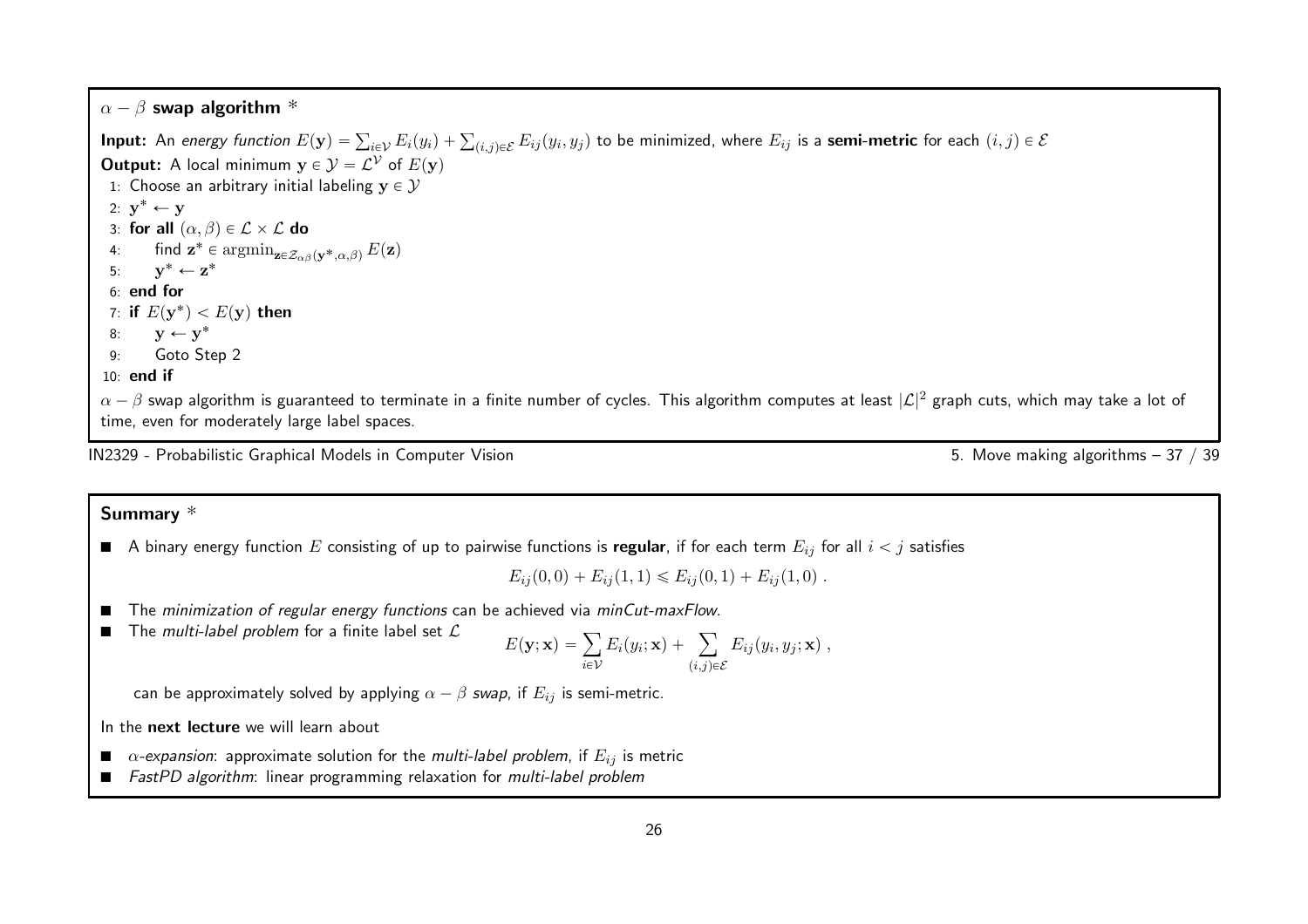## $\alpha - \beta$ swap algorithm *

**Input:** An *energy function* $E(\mathbf{y}) = \sum_{i \in \mathcal{V}} E_i(y_i) + \sum_{(i,j) \in \mathcal{E}} E_{ij}(y_i, y_j)$ to be minimized, where $E_{ij}$ is a **semi-metric** for each $(i,j) \in \mathcal{E}$

**Output:** A local minimum $\mathbf{y} \in \mathcal{Y} = \mathcal{L}^{\mathcal{V}}$ of $E(\mathbf{y})$

```
1: Choose an arbitrary initial labeling y ∈ Y
2: y* ← y
3: for all (α, β) ∈ L × L do
4:     find z* ∈ argmin_{z ∈ Z_αβ(y*, α, β)} E(z)
5:     y* ← z*
6: end for
7: if E(y*) < E(y) then
8:     y ← y*
9:     Goto Step 2
10: end if
```

$\alpha - \beta$ swap algorithm is guaranteed to terminate in a finite number of cycles. This algorithm computes at least $|\mathcal{L}|^2$ graph cuts, which may take a lot of time, even for moderately large label spaces.

## Summary *

- A binary energy function $E$ consisting of up to pairwise functions is **regular**, if for each term $E_{ij}$ for all $i < j$ satisfies

$$E_{ij}(0,0) + E_{ij}(1,1) \leqslant E_{ij}(0,1) + E_{ij}(1,0) \ .$$

- The *minimization of regular energy functions* can be achieved via *minCut-maxFlow*.
- The *multi-label problem* for a finite label set $\mathcal{L}$

$$E(\mathbf{y}; \mathbf{x}) = \sum_{i \in \mathcal{V}} E_i(y_i; \mathbf{x}) + \sum_{(i,j) \in \mathcal{E}} E_{ij}(y_i, y_j; \mathbf{x}) \ ,$$

  can be approximately solved by applying $\alpha - \beta$ *swap*, if $E_{ij}$ is semi-metric.

In the **next lecture** we will learn about

- $\alpha$*-expansion*: approximate solution for the *multi-label problem*, if $E_{ij}$ is metric
- *FastPD algorithm*: linear programming relaxation for *multi-label problem*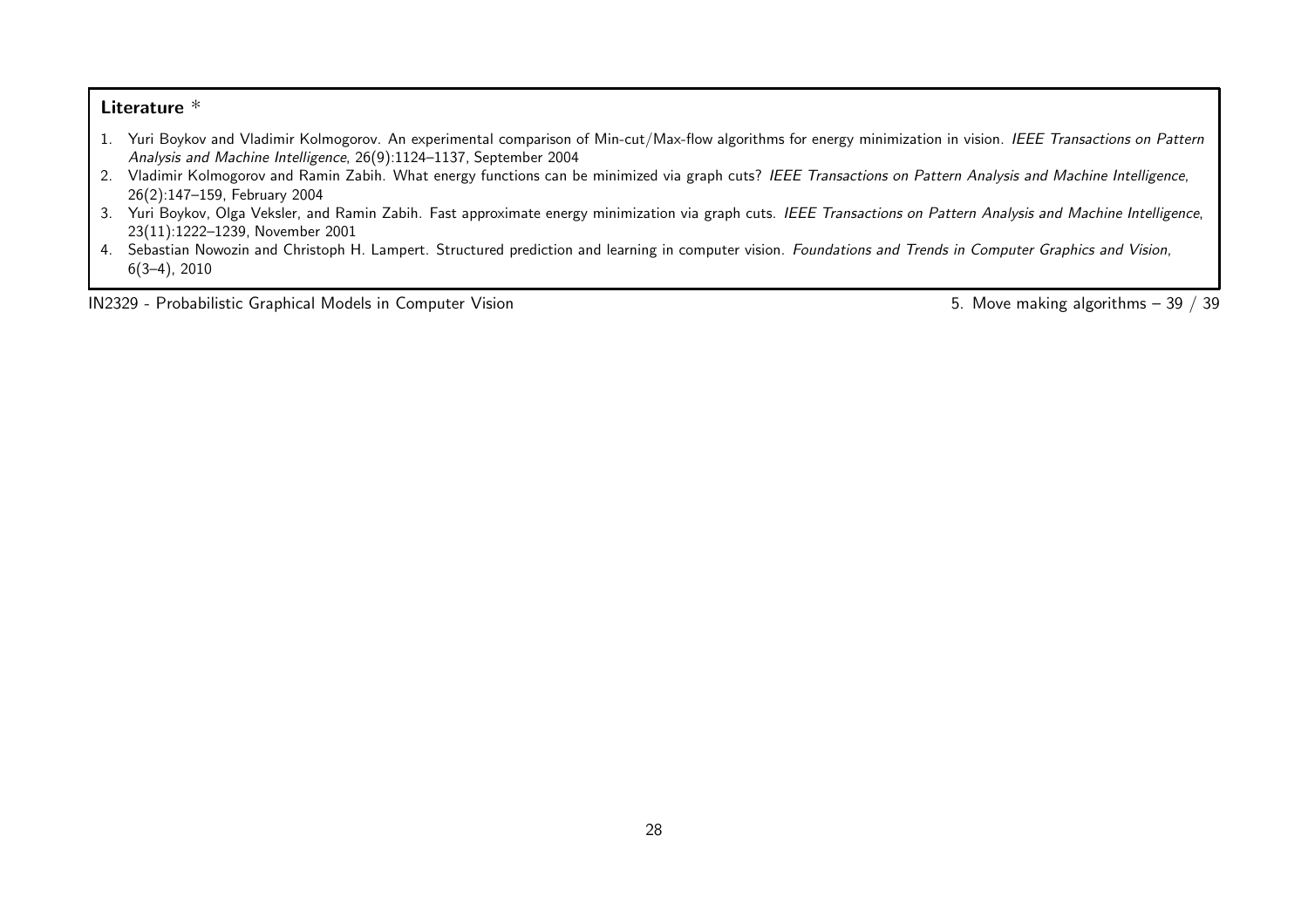## Literature *

1. Yuri Boykov and Vladimir Kolmogorov. An experimental comparison of Min-cut/Max-flow algorithms for energy minimization in vision. *IEEE Transactions on Pattern Analysis and Machine Intelligence*, 26(9):1124–1137, September 2004
2. Vladimir Kolmogorov and Ramin Zabih. What energy functions can be minimized via graph cuts? *IEEE Transactions on Pattern Analysis and Machine Intelligence*, 26(2):147–159, February 2004
3. Yuri Boykov, Olga Veksler, and Ramin Zabih. Fast approximate energy minimization via graph cuts. *IEEE Transactions on Pattern Analysis and Machine Intelligence*, 23(11):1222–1239, November 2001
4. Sebastian Nowozin and Christoph H. Lampert. Structured prediction and learning in computer vision. *Foundations and Trends in Computer Graphics and Vision*, 6(3–4), 2010